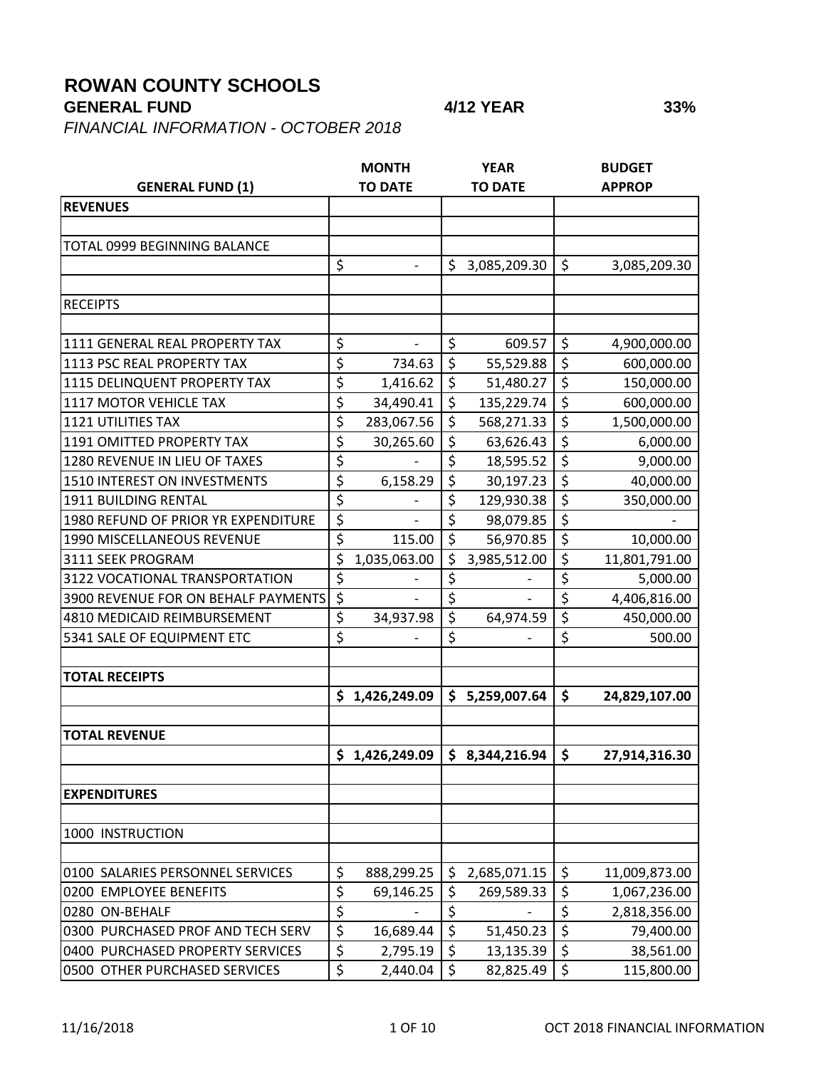# ROWAN COUNTY SCHOOLS

**GENERAL FUND** **4/12 YEAR** **33%**

*FINANCIAL INFORMATION - OCTOBER 2018*

| GENERAL FUND (1) | MONTH TO DATE | YEAR TO DATE | BUDGET APPROP |
|---|---|---|---|
| **REVENUES** | | | |
| | | | |
| TOTAL 0999 BEGINNING BALANCE | | | |
| | $ - | $ 3,085,209.30 | $ 3,085,209.30 |
| | | | |
| RECEIPTS | | | |
| | | | |
| 1111 GENERAL REAL PROPERTY TAX | $ - | $ 609.57 | $ 4,900,000.00 |
| 1113 PSC REAL PROPERTY TAX | $ 734.63 | $ 55,529.88 | $ 600,000.00 |
| 1115 DELINQUENT PROPERTY TAX | $ 1,416.62 | $ 51,480.27 | $ 150,000.00 |
| 1117 MOTOR VEHICLE TAX | $ 34,490.41 | $ 135,229.74 | $ 600,000.00 |
| 1121 UTILITIES TAX | $ 283,067.56 | $ 568,271.33 | $ 1,500,000.00 |
| 1191 OMITTED PROPERTY TAX | $ 30,265.60 | $ 63,626.43 | $ 6,000.00 |
| 1280 REVENUE IN LIEU OF TAXES | $ - | $ 18,595.52 | $ 9,000.00 |
| 1510 INTEREST ON INVESTMENTS | $ 6,158.29 | $ 30,197.23 | $ 40,000.00 |
| 1911 BUILDING RENTAL | $ - | $ 129,930.38 | $ 350,000.00 |
| 1980 REFUND OF PRIOR YR EXPENDITURE | $ - | $ 98,079.85 | $ - |
| 1990 MISCELLANEOUS REVENUE | $ 115.00 | $ 56,970.85 | $ 10,000.00 |
| 3111 SEEK PROGRAM | $ 1,035,063.00 | $ 3,985,512.00 | $ 11,801,791.00 |
| 3122 VOCATIONAL TRANSPORTATION | $ - | $ - | $ 5,000.00 |
| 3900 REVENUE FOR ON BEHALF PAYMENTS | $ - | $ - | $ 4,406,816.00 |
| 4810 MEDICAID REIMBURSEMENT | $ 34,937.98 | $ 64,974.59 | $ 450,000.00 |
| 5341 SALE OF EQUIPMENT ETC | $ - | $ - | $ 500.00 |
| | | | |
| **TOTAL RECEIPTS** | | | |
| | **$ 1,426,249.09** | **$ 5,259,007.64** | **$ 24,829,107.00** |
| | | | |
| **TOTAL REVENUE** | | | |
| | **$ 1,426,249.09** | **$ 8,344,216.94** | **$ 27,914,316.30** |
| | | | |
| **EXPENDITURES** | | | |
| | | | |
| 1000 INSTRUCTION | | | |
| | | | |
| 0100 SALARIES PERSONNEL SERVICES | $ 888,299.25 | $ 2,685,071.15 | $ 11,009,873.00 |
| 0200 EMPLOYEE BENEFITS | $ 69,146.25 | $ 269,589.33 | $ 1,067,236.00 |
| 0280 ON-BEHALF | $ - | $ - | $ 2,818,356.00 |
| 0300 PURCHASED PROF AND TECH SERV | $ 16,689.44 | $ 51,450.23 | $ 79,400.00 |
| 0400 PURCHASED PROPERTY SERVICES | $ 2,795.19 | $ 13,135.39 | $ 38,561.00 |
| 0500 OTHER PURCHASED SERVICES | $ 2,440.04 | $ 82,825.49 | $ 115,800.00 |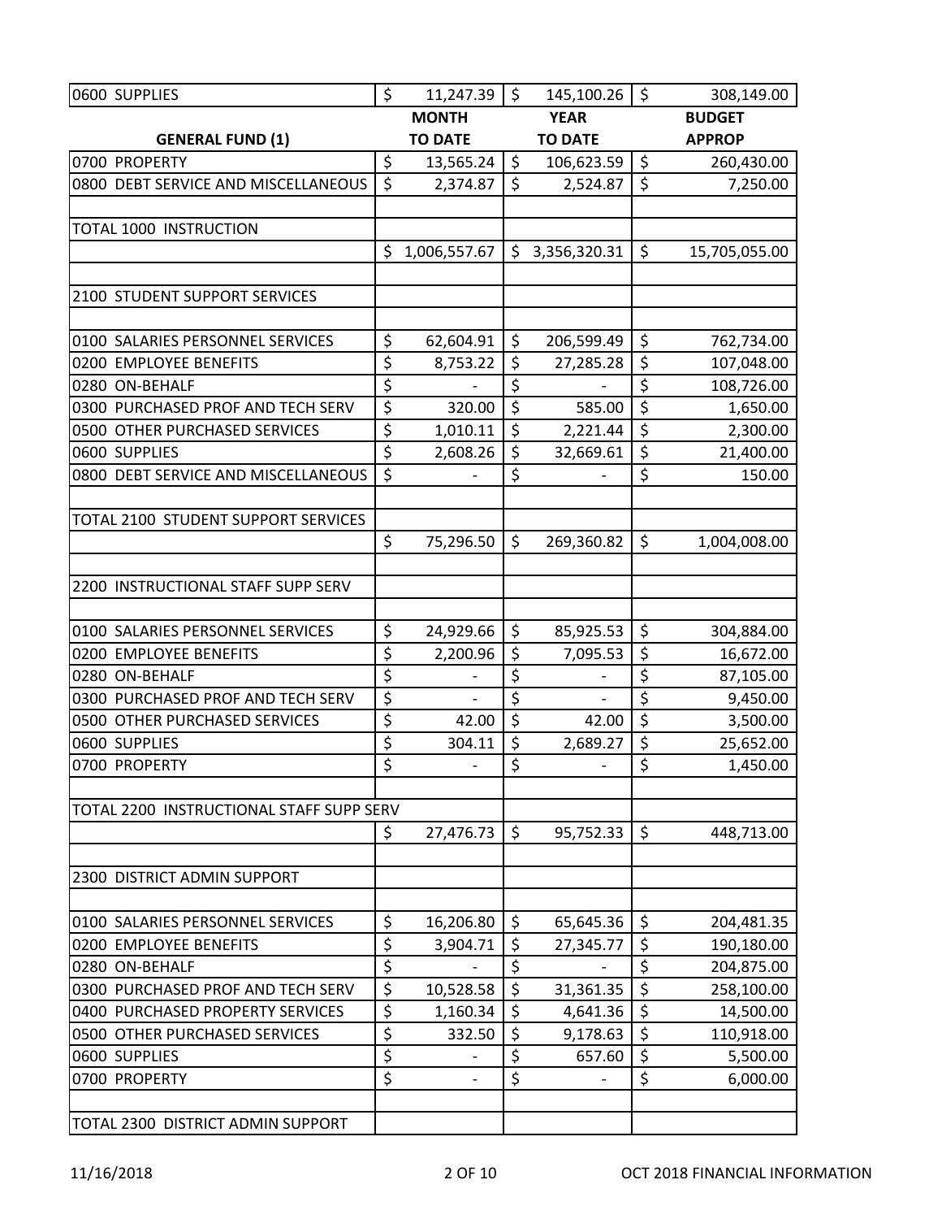| | | | |
|---|---|---|---|
| 0600 SUPPLIES | $ 11,247.39 | $ 145,100.26 | $ 308,149.00 |
| **GENERAL FUND (1)** | **MONTH TO DATE** | **YEAR TO DATE** | **BUDGET APPROP** |
| 0700 PROPERTY | $ 13,565.24 | $ 106,623.59 | $ 260,430.00 |
| 0800 DEBT SERVICE AND MISCELLANEOUS | $ 2,374.87 | $ 2,524.87 | $ 7,250.00 |
| | | | |
| TOTAL 1000 INSTRUCTION | | | |
| | $ 1,006,557.67 | $ 3,356,320.31 | $ 15,705,055.00 |
| | | | |
| 2100 STUDENT SUPPORT SERVICES | | | |
| | | | |
| 0100 SALARIES PERSONNEL SERVICES | $ 62,604.91 | $ 206,599.49 | $ 762,734.00 |
| 0200 EMPLOYEE BENEFITS | $ 8,753.22 | $ 27,285.28 | $ 107,048.00 |
| 0280 ON-BEHALF | $ - | $ - | $ 108,726.00 |
| 0300 PURCHASED PROF AND TECH SERV | $ 320.00 | $ 585.00 | $ 1,650.00 |
| 0500 OTHER PURCHASED SERVICES | $ 1,010.11 | $ 2,221.44 | $ 2,300.00 |
| 0600 SUPPLIES | $ 2,608.26 | $ 32,669.61 | $ 21,400.00 |
| 0800 DEBT SERVICE AND MISCELLANEOUS | $ - | $ - | $ 150.00 |
| | | | |
| TOTAL 2100 STUDENT SUPPORT SERVICES | | | |
| | $ 75,296.50 | $ 269,360.82 | $ 1,004,008.00 |
| | | | |
| 2200 INSTRUCTIONAL STAFF SUPP SERV | | | |
| | | | |
| 0100 SALARIES PERSONNEL SERVICES | $ 24,929.66 | $ 85,925.53 | $ 304,884.00 |
| 0200 EMPLOYEE BENEFITS | $ 2,200.96 | $ 7,095.53 | $ 16,672.00 |
| 0280 ON-BEHALF | $ - | $ - | $ 87,105.00 |
| 0300 PURCHASED PROF AND TECH SERV | $ - | $ - | $ 9,450.00 |
| 0500 OTHER PURCHASED SERVICES | $ 42.00 | $ 42.00 | $ 3,500.00 |
| 0600 SUPPLIES | $ 304.11 | $ 2,689.27 | $ 25,652.00 |
| 0700 PROPERTY | $ - | $ - | $ 1,450.00 |
| | | | |
| TOTAL 2200 INSTRUCTIONAL STAFF SUPP SERV | | | |
| | $ 27,476.73 | $ 95,752.33 | $ 448,713.00 |
| | | | |
| 2300 DISTRICT ADMIN SUPPORT | | | |
| | | | |
| 0100 SALARIES PERSONNEL SERVICES | $ 16,206.80 | $ 65,645.36 | $ 204,481.35 |
| 0200 EMPLOYEE BENEFITS | $ 3,904.71 | $ 27,345.77 | $ 190,180.00 |
| 0280 ON-BEHALF | $ - | $ - | $ 204,875.00 |
| 0300 PURCHASED PROF AND TECH SERV | $ 10,528.58 | $ 31,361.35 | $ 258,100.00 |
| 0400 PURCHASED PROPERTY SERVICES | $ 1,160.34 | $ 4,641.36 | $ 14,500.00 |
| 0500 OTHER PURCHASED SERVICES | $ 332.50 | $ 9,178.63 | $ 110,918.00 |
| 0600 SUPPLIES | $ - | $ 657.60 | $ 5,500.00 |
| 0700 PROPERTY | $ - | $ - | $ 6,000.00 |
| | | | |
| TOTAL 2300 DISTRICT ADMIN SUPPORT | | | |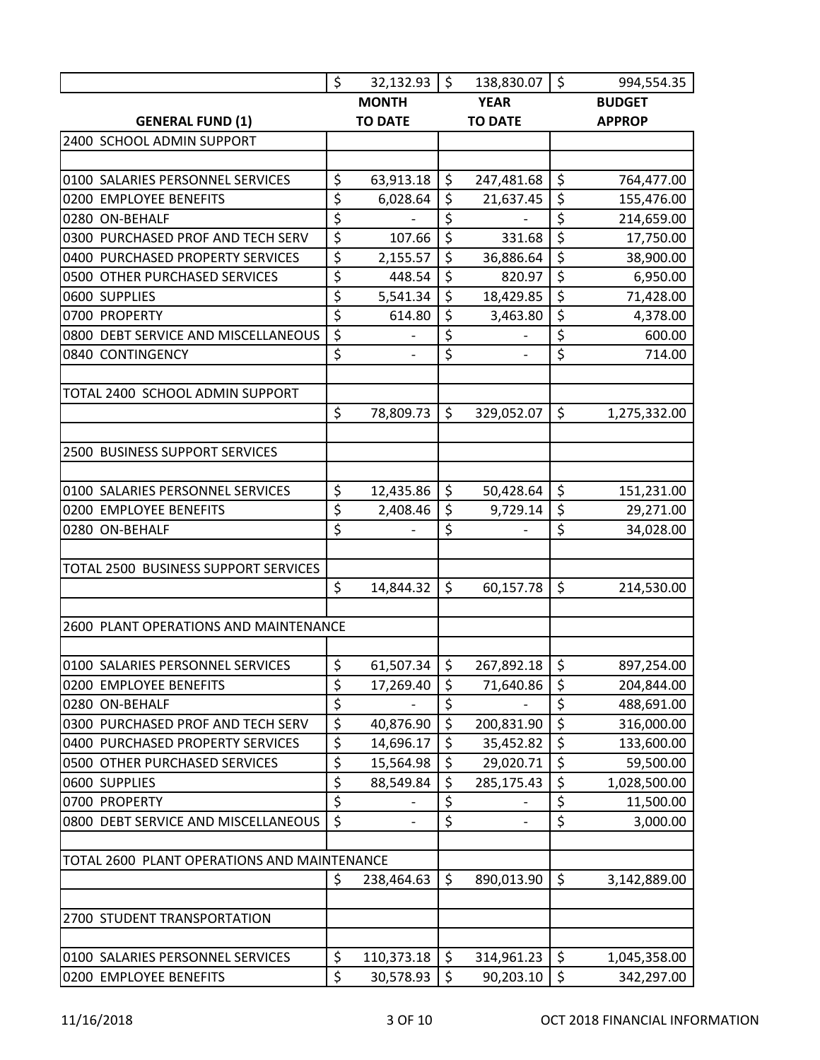| | | | |
|---|---|---|---|
| | $ 32,132.93 | $ 138,830.07 | $ 994,554.35 |
| **GENERAL FUND (1)** | **MONTH TO DATE** | **YEAR TO DATE** | **BUDGET APPROP** |
| 2400 SCHOOL ADMIN SUPPORT | | | |
| | | | |
| 0100 SALARIES PERSONNEL SERVICES | $ 63,913.18 | $ 247,481.68 | $ 764,477.00 |
| 0200 EMPLOYEE BENEFITS | $ 6,028.64 | $ 21,637.45 | $ 155,476.00 |
| 0280 ON-BEHALF | $ - | $ - | $ 214,659.00 |
| 0300 PURCHASED PROF AND TECH SERV | $ 107.66 | $ 331.68 | $ 17,750.00 |
| 0400 PURCHASED PROPERTY SERVICES | $ 2,155.57 | $ 36,886.64 | $ 38,900.00 |
| 0500 OTHER PURCHASED SERVICES | $ 448.54 | $ 820.97 | $ 6,950.00 |
| 0600 SUPPLIES | $ 5,541.34 | $ 18,429.85 | $ 71,428.00 |
| 0700 PROPERTY | $ 614.80 | $ 3,463.80 | $ 4,378.00 |
| 0800 DEBT SERVICE AND MISCELLANEOUS | $ - | $ - | $ 600.00 |
| 0840 CONTINGENCY | $ - | $ - | $ 714.00 |
| | | | |
| TOTAL 2400 SCHOOL ADMIN SUPPORT | | | |
| | $ 78,809.73 | $ 329,052.07 | $ 1,275,332.00 |
| | | | |
| 2500 BUSINESS SUPPORT SERVICES | | | |
| | | | |
| 0100 SALARIES PERSONNEL SERVICES | $ 12,435.86 | $ 50,428.64 | $ 151,231.00 |
| 0200 EMPLOYEE BENEFITS | $ 2,408.46 | $ 9,729.14 | $ 29,271.00 |
| 0280 ON-BEHALF | $ - | $ - | $ 34,028.00 |
| | | | |
| TOTAL 2500 BUSINESS SUPPORT SERVICES | | | |
| | $ 14,844.32 | $ 60,157.78 | $ 214,530.00 |
| | | | |
| 2600 PLANT OPERATIONS AND MAINTENANCE | | | |
| | | | |
| 0100 SALARIES PERSONNEL SERVICES | $ 61,507.34 | $ 267,892.18 | $ 897,254.00 |
| 0200 EMPLOYEE BENEFITS | $ 17,269.40 | $ 71,640.86 | $ 204,844.00 |
| 0280 ON-BEHALF | $ - | $ - | $ 488,691.00 |
| 0300 PURCHASED PROF AND TECH SERV | $ 40,876.90 | $ 200,831.90 | $ 316,000.00 |
| 0400 PURCHASED PROPERTY SERVICES | $ 14,696.17 | $ 35,452.82 | $ 133,600.00 |
| 0500 OTHER PURCHASED SERVICES | $ 15,564.98 | $ 29,020.71 | $ 59,500.00 |
| 0600 SUPPLIES | $ 88,549.84 | $ 285,175.43 | $ 1,028,500.00 |
| 0700 PROPERTY | $ - | $ - | $ 11,500.00 |
| 0800 DEBT SERVICE AND MISCELLANEOUS | $ - | $ - | $ 3,000.00 |
| | | | |
| TOTAL 2600 PLANT OPERATIONS AND MAINTENANCE | | | |
| | $ 238,464.63 | $ 890,013.90 | $ 3,142,889.00 |
| | | | |
| 2700 STUDENT TRANSPORTATION | | | |
| | | | |
| 0100 SALARIES PERSONNEL SERVICES | $ 110,373.18 | $ 314,961.23 | $ 1,045,358.00 |
| 0200 EMPLOYEE BENEFITS | $ 30,578.93 | $ 90,203.10 | $ 342,297.00 |

11/16/2018 OCT 2018 FINANCIAL INFORMATION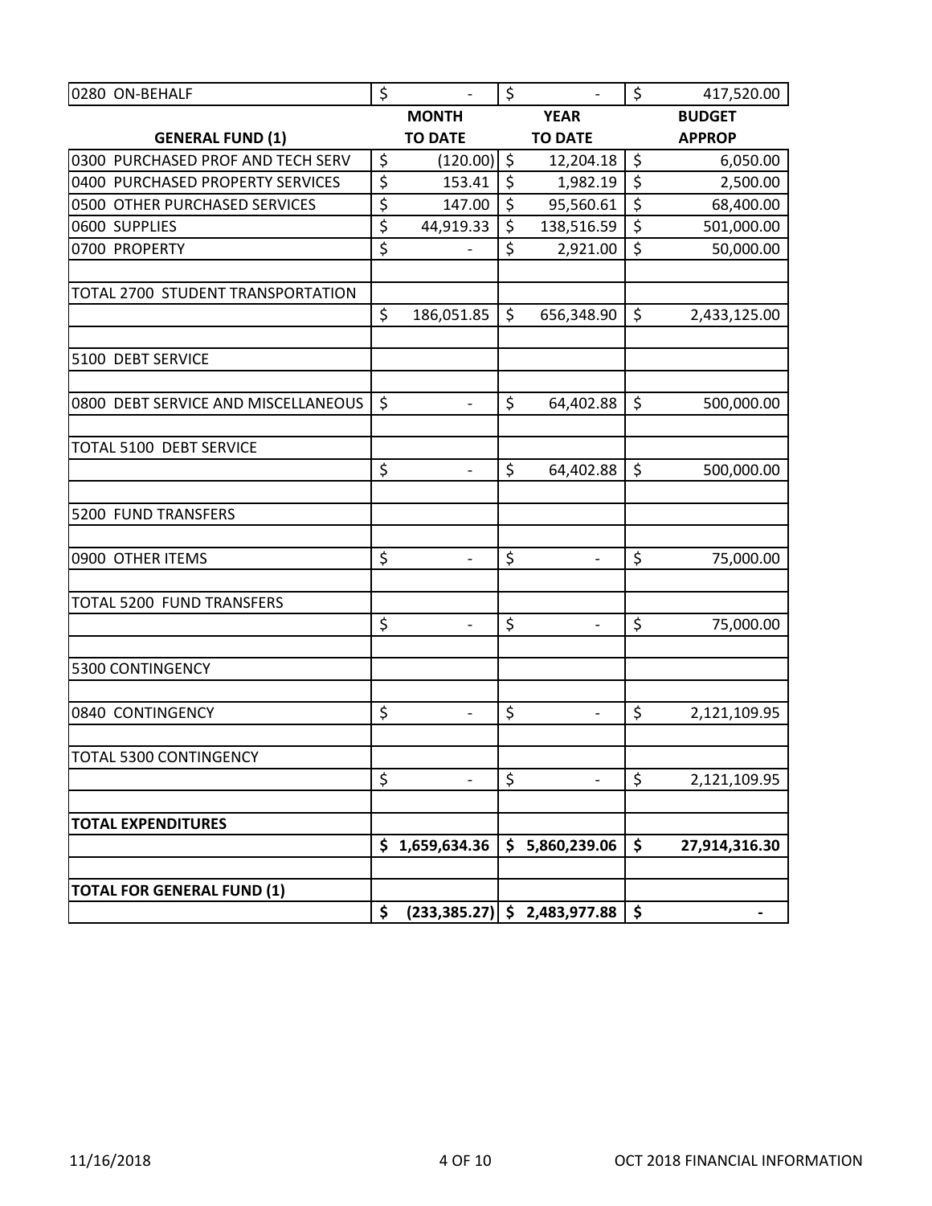| GENERAL FUND (1) | MONTH TO DATE | YEAR TO DATE | BUDGET APPROP |
|---|---|---|---|
| 0280 ON-BEHALF | $ - | $ - | $ 417,520.00 |
| 0300 PURCHASED PROF AND TECH SERV | $ (120.00) | $ 12,204.18 | $ 6,050.00 |
| 0400 PURCHASED PROPERTY SERVICES | $ 153.41 | $ 1,982.19 | $ 2,500.00 |
| 0500 OTHER PURCHASED SERVICES | $ 147.00 | $ 95,560.61 | $ 68,400.00 |
| 0600 SUPPLIES | $ 44,919.33 | $ 138,516.59 | $ 501,000.00 |
| 0700 PROPERTY | $ - | $ 2,921.00 | $ 50,000.00 |
| | | | |
| TOTAL 2700 STUDENT TRANSPORTATION | | | |
| | $ 186,051.85 | $ 656,348.90 | $ 2,433,125.00 |
| | | | |
| 5100 DEBT SERVICE | | | |
| | | | |
| 0800 DEBT SERVICE AND MISCELLANEOUS | $ - | $ 64,402.88 | $ 500,000.00 |
| | | | |
| TOTAL 5100 DEBT SERVICE | | | |
| | $ - | $ 64,402.88 | $ 500,000.00 |
| | | | |
| 5200 FUND TRANSFERS | | | |
| | | | |
| 0900 OTHER ITEMS | $ - | $ - | $ 75,000.00 |
| | | | |
| TOTAL 5200 FUND TRANSFERS | | | |
| | $ - | $ - | $ 75,000.00 |
| | | | |
| 5300 CONTINGENCY | | | |
| | | | |
| 0840 CONTINGENCY | $ - | $ - | $ 2,121,109.95 |
| | | | |
| TOTAL 5300 CONTINGENCY | | | |
| | $ - | $ - | $ 2,121,109.95 |
| | | | |
| **TOTAL EXPENDITURES** | | | |
| | **$ 1,659,634.36** | **$ 5,860,239.06** | **$ 27,914,316.30** |
| | | | |
| **TOTAL FOR GENERAL FUND (1)** | | | |
| | **$ (233,385.27)** | **$ 2,483,977.88** | **$ -** |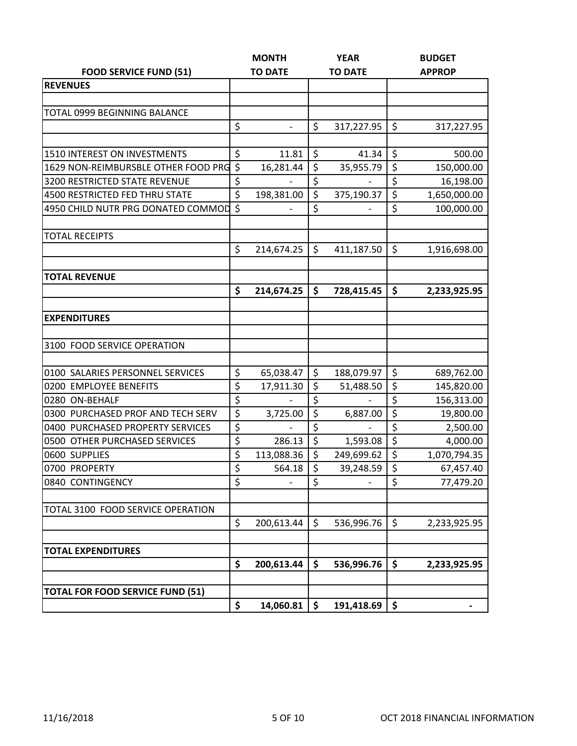| FOOD SERVICE FUND (51) | MONTH TO DATE | YEAR TO DATE | BUDGET APPROP |
|---|---|---|---|
| **REVENUES** | | | |
| | | | |
| TOTAL 0999 BEGINNING BALANCE | | | |
| | $ - | $ 317,227.95 | $ 317,227.95 |
| | | | |
| 1510 INTEREST ON INVESTMENTS | $ 11.81 | $ 41.34 | $ 500.00 |
| 1629 NON-REIMBURSBLE OTHER FOOD PRG | $ 16,281.44 | $ 35,955.79 | $ 150,000.00 |
| 3200 RESTRICTED STATE REVENUE | $ - | $ - | $ 16,198.00 |
| 4500 RESTRICTED FED THRU STATE | $ 198,381.00 | $ 375,190.37 | $ 1,650,000.00 |
| 4950 CHILD NUTR PRG DONATED COMMOD | $ - | $ - | $ 100,000.00 |
| | | | |
| TOTAL RECEIPTS | | | |
| | $ 214,674.25 | $ 411,187.50 | $ 1,916,698.00 |
| | | | |
| **TOTAL REVENUE** | | | |
| | **$ 214,674.25** | **$ 728,415.45** | **$ 2,233,925.95** |
| | | | |
| **EXPENDITURES** | | | |
| | | | |
| 3100 FOOD SERVICE OPERATION | | | |
| | | | |
| 0100 SALARIES PERSONNEL SERVICES | $ 65,038.47 | $ 188,079.97 | $ 689,762.00 |
| 0200 EMPLOYEE BENEFITS | $ 17,911.30 | $ 51,488.50 | $ 145,820.00 |
| 0280 ON-BEHALF | $ - | $ - | $ 156,313.00 |
| 0300 PURCHASED PROF AND TECH SERV | $ 3,725.00 | $ 6,887.00 | $ 19,800.00 |
| 0400 PURCHASED PROPERTY SERVICES | $ - | $ - | $ 2,500.00 |
| 0500 OTHER PURCHASED SERVICES | $ 286.13 | $ 1,593.08 | $ 4,000.00 |
| 0600 SUPPLIES | $ 113,088.36 | $ 249,699.62 | $ 1,070,794.35 |
| 0700 PROPERTY | $ 564.18 | $ 39,248.59 | $ 67,457.40 |
| 0840 CONTINGENCY | $ - | $ - | $ 77,479.20 |
| | | | |
| TOTAL 3100 FOOD SERVICE OPERATION | | | |
| | $ 200,613.44 | $ 536,996.76 | $ 2,233,925.95 |
| | | | |
| **TOTAL EXPENDITURES** | | | |
| | **$ 200,613.44** | **$ 536,996.76** | **$ 2,233,925.95** |
| | | | |
| **TOTAL FOR FOOD SERVICE FUND (51)** | | | |
| | **$ 14,060.81** | **$ 191,418.69** | **$ -** |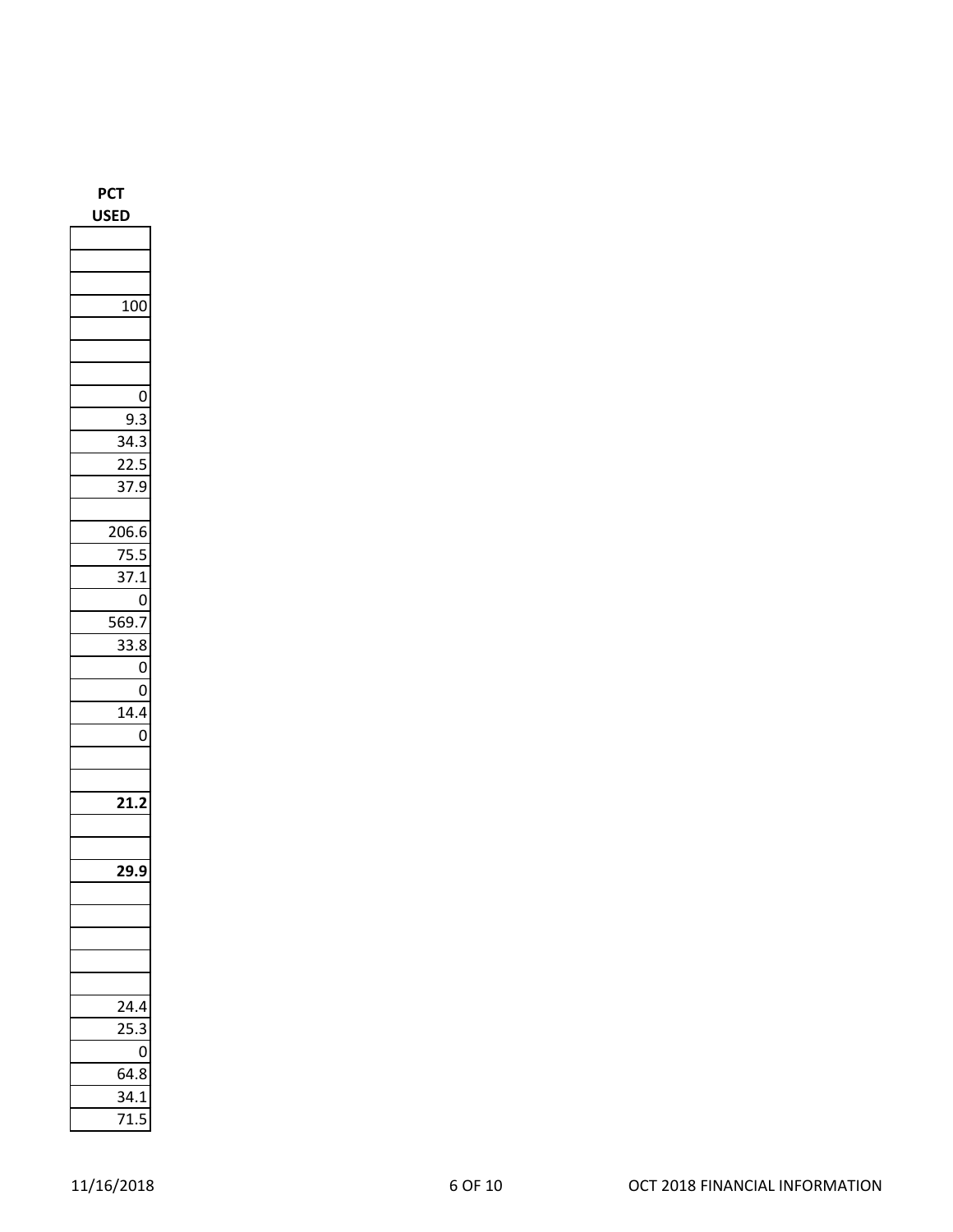| PCT USED |
|---|
| |
| |
| |
| 100 |
| |
| |
| |
| 0 |
| 9.3 |
| 34.3 |
| 22.5 |
| 37.9 |
| |
| 206.6 |
| 75.5 |
| 37.1 |
| 0 |
| 569.7 |
| 33.8 |
| 0 |
| 0 |
| 14.4 |
| 0 |
| |
| |
| **21.2** |
| |
| |
| **29.9** |
| |
| |
| |
| |
| |
| 24.4 |
| 25.3 |
| 0 |
| 64.8 |
| 34.1 |
| 71.5 |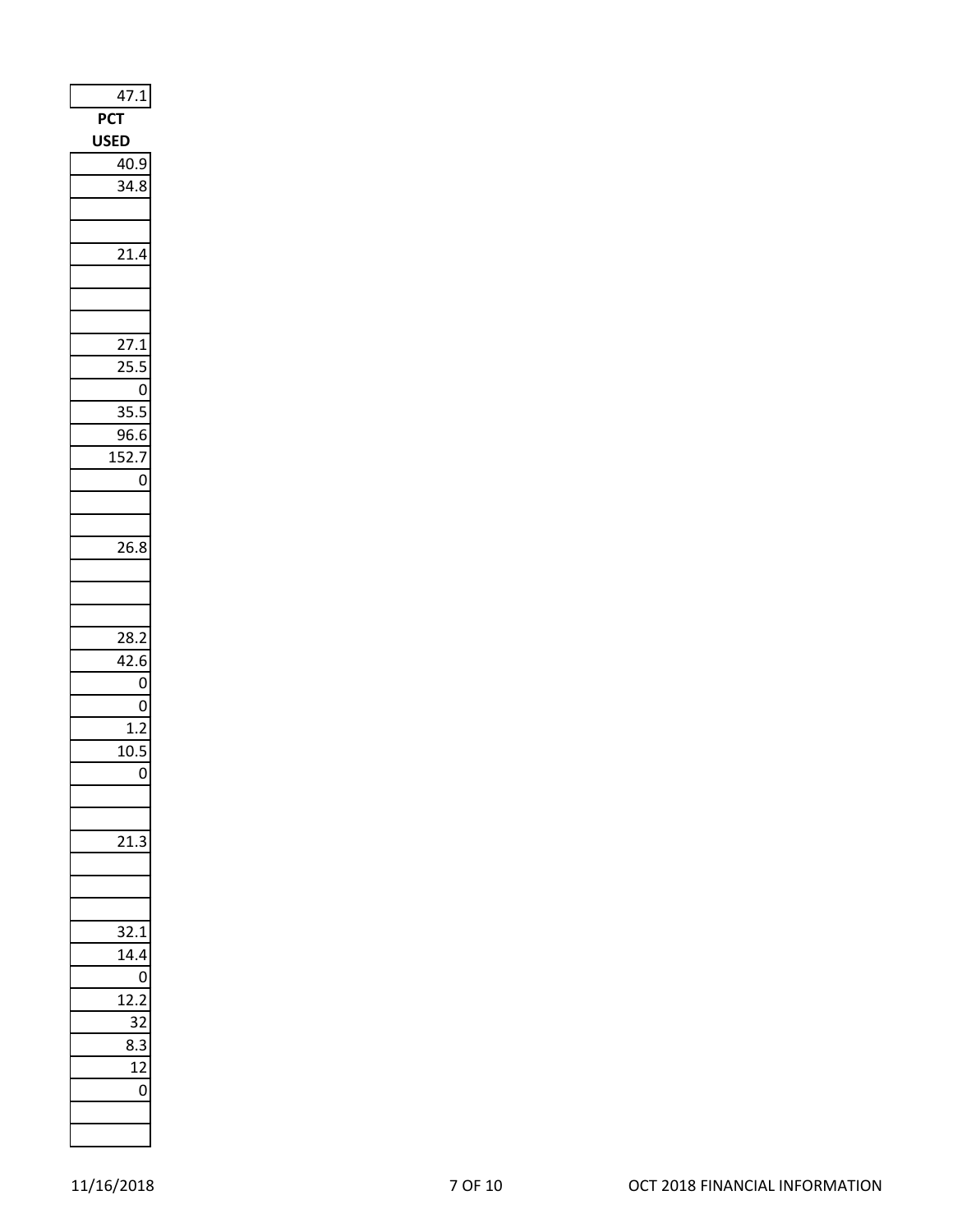| 47.1 |
|---|
| **PCT USED** |
| 40.9 |
| 34.8 |
| |
| |
| 21.4 |
| |
| |
| |
| 27.1 |
| 25.5 |
| 0 |
| 35.5 |
| 96.6 |
| 152.7 |
| 0 |
| |
| |
| 26.8 |
| |
| |
| |
| 28.2 |
| 42.6 |
| 0 |
| 0 |
| 1.2 |
| 10.5 |
| 0 |
| |
| |
| 21.3 |
| |
| |
| |
| 32.1 |
| 14.4 |
| 0 |
| 12.2 |
| 32 |
| 8.3 |
| 12 |
| 0 |
| |
| |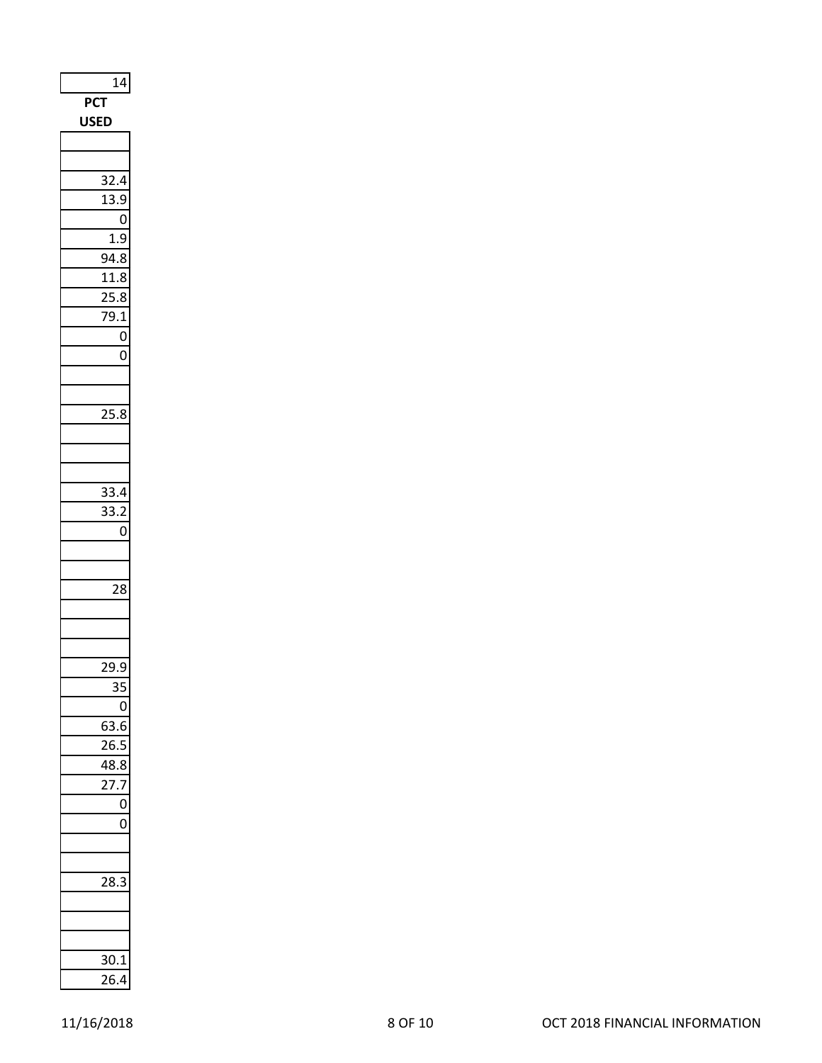| 14 |
| --- |
| **PCT USED** |
| |
| |
| 32.4 |
| 13.9 |
| 0 |
| 1.9 |
| 94.8 |
| 11.8 |
| 25.8 |
| 79.1 |
| 0 |
| 0 |
| |
| |
| 25.8 |
| |
| |
| |
| 33.4 |
| 33.2 |
| 0 |
| |
| |
| 28 |
| |
| |
| |
| 29.9 |
| 35 |
| 0 |
| 63.6 |
| 26.5 |
| 48.8 |
| 27.7 |
| 0 |
| 0 |
| |
| |
| 28.3 |
| |
| |
| |
| 30.1 |
| 26.4 |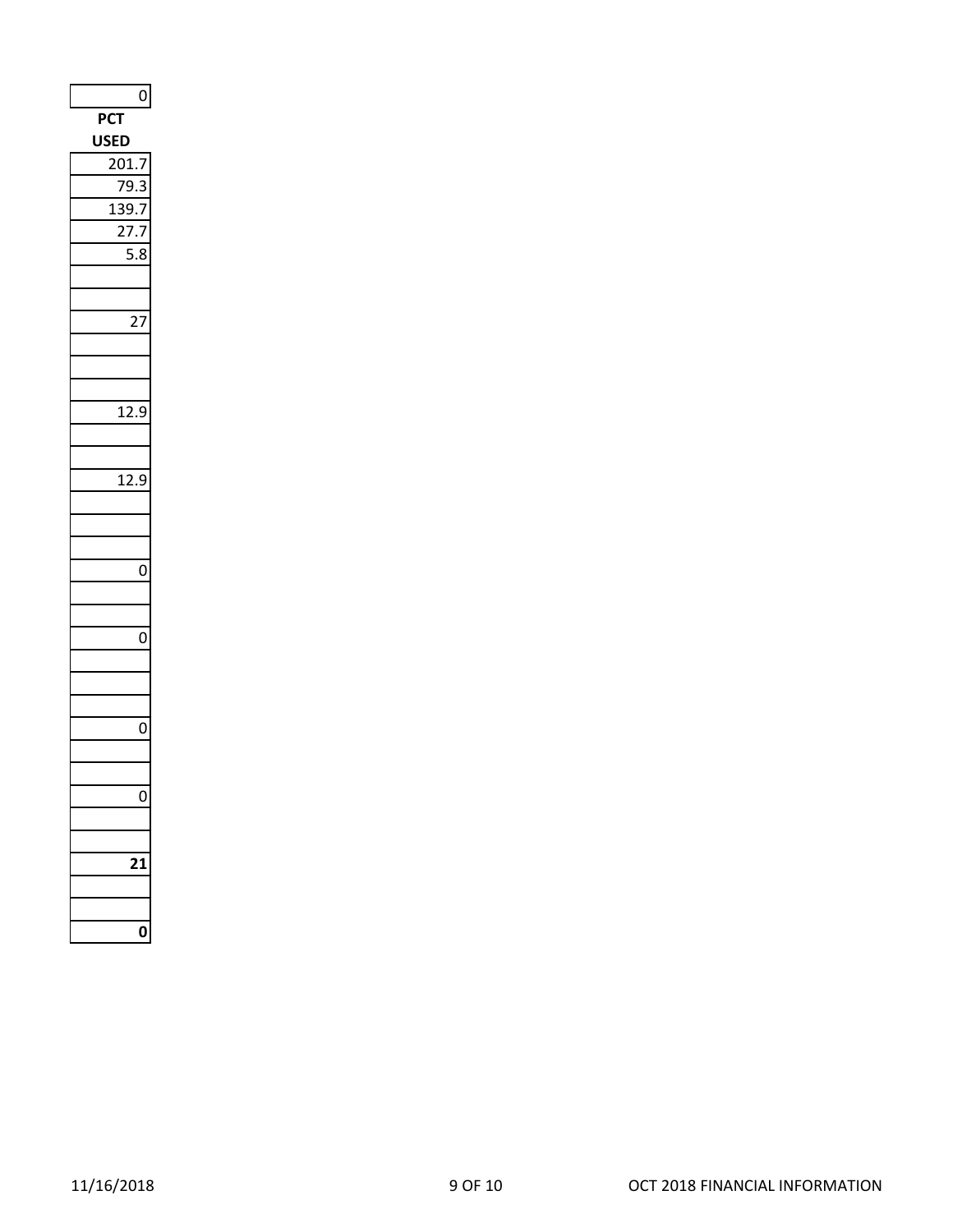| 0 |
|---|
| **PCT USED** |
| 201.7 |
| 79.3 |
| 139.7 |
| 27.7 |
| 5.8 |
| |
| |
| 27 |
| |
| |
| |
| 12.9 |
| |
| |
| 12.9 |
| |
| |
| |
| 0 |
| |
| |
| 0 |
| |
| |
| |
| 0 |
| |
| |
| 0 |
| |
| |
| **21** |
| |
| |
| **0** |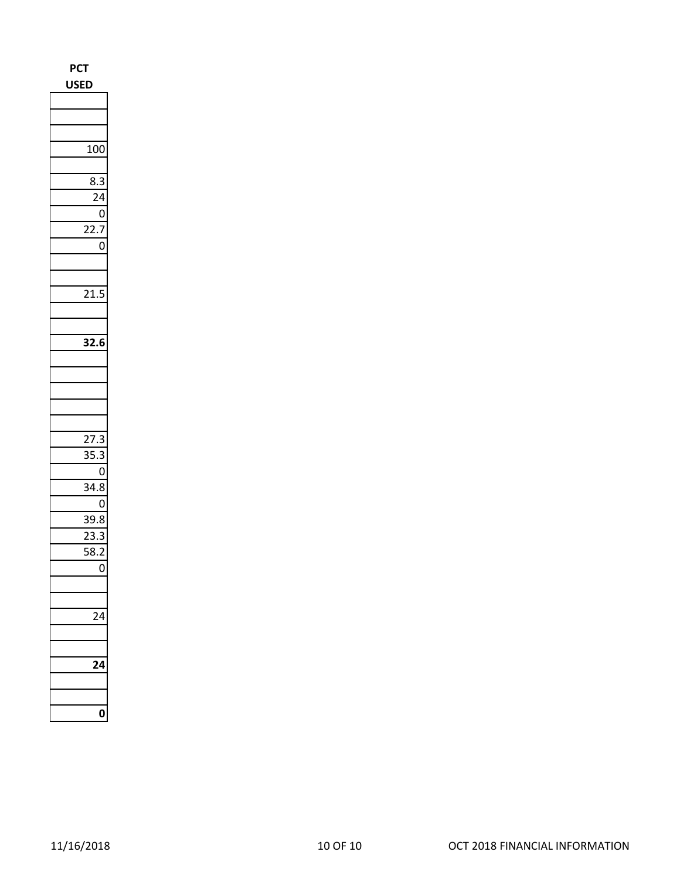| PCT USED |
| --- |
| |
| |
| |
| 100 |
| |
| 8.3 |
| 24 |
| 0 |
| 22.7 |
| 0 |
| |
| |
| 21.5 |
| |
| |
| **32.6** |
| |
| |
| |
| |
| |
| 27.3 |
| 35.3 |
| 0 |
| 34.8 |
| 0 |
| 39.8 |
| 23.3 |
| 58.2 |
| 0 |
| |
| |
| 24 |
| |
| |
| **24** |
| |
| |
| **0** |